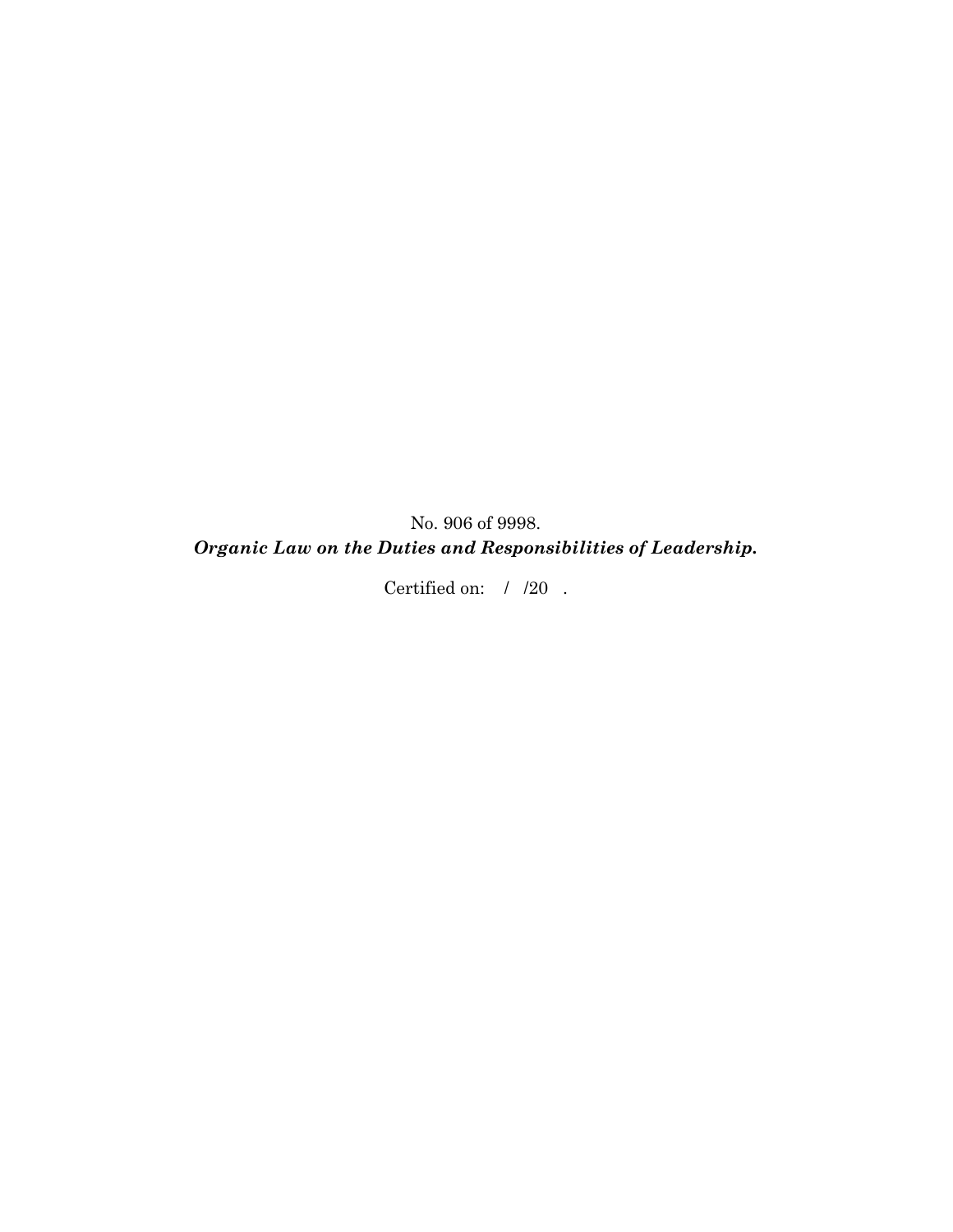No. 906 of 9998.

***Organic Law on the Duties and Responsibilities of Leadership.***

Certified on: / /20 .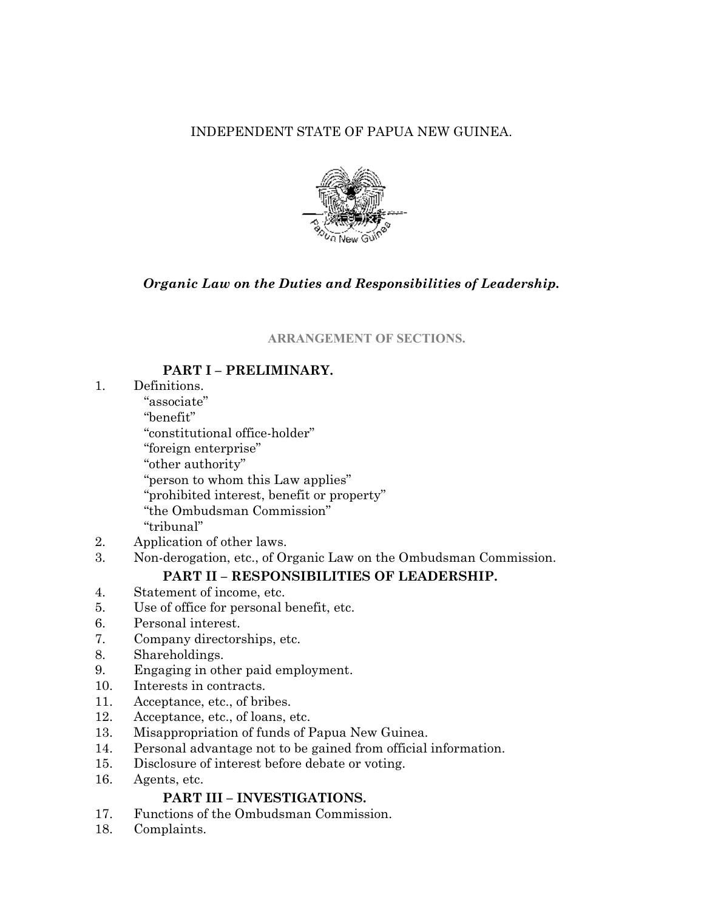INDEPENDENT STATE OF PAPUA NEW GUINEA.

***Organic Law on the Duties and Responsibilities of Leadership.***

ARRANGEMENT OF SECTIONS.

**PART I – PRELIMINARY.**

1. Definitions.
   "associate"
   "benefit"
   "constitutional office-holder"
   "foreign enterprise"
   "other authority"
   "person to whom this Law applies"
   "prohibited interest, benefit or property"
   "the Ombudsman Commission"
   "tribunal"
2. Application of other laws.
3. Non-derogation, etc., of Organic Law on the Ombudsman Commission.

**PART II – RESPONSIBILITIES OF LEADERSHIP.**

4. Statement of income, etc.
5. Use of office for personal benefit, etc.
6. Personal interest.
7. Company directorships, etc.
8. Shareholdings.
9. Engaging in other paid employment.
10. Interests in contracts.
11. Acceptance, etc., of bribes.
12. Acceptance, etc., of loans, etc.
13. Misappropriation of funds of Papua New Guinea.
14. Personal advantage not to be gained from official information.
15. Disclosure of interest before debate or voting.
16. Agents, etc.

**PART III – INVESTIGATIONS.**

17. Functions of the Ombudsman Commission.
18. Complaints.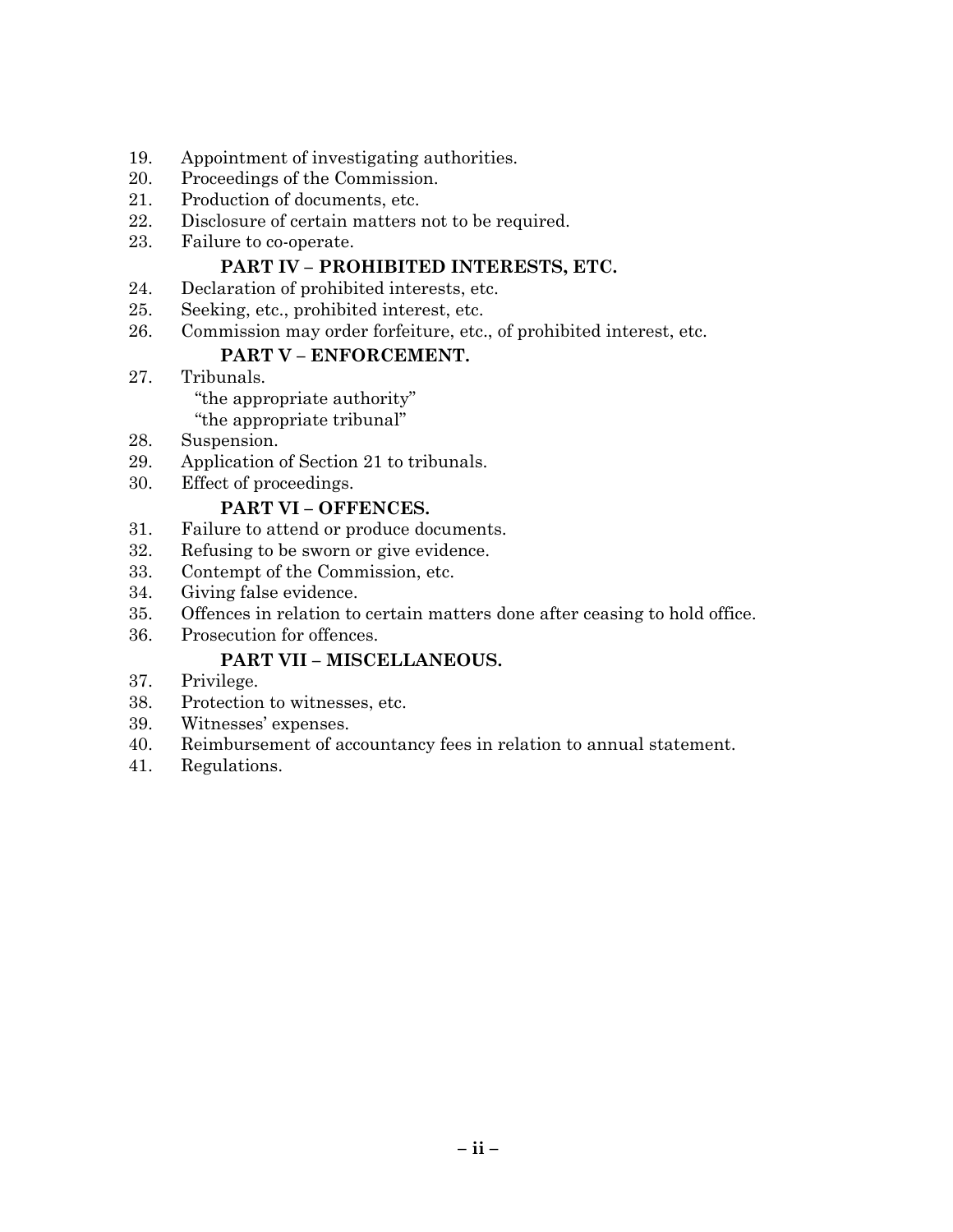19. Appointment of investigating authorities.
20. Proceedings of the Commission.
21. Production of documents, etc.
22. Disclosure of certain matters not to be required.
23. Failure to co-operate.

**PART IV – PROHIBITED INTERESTS, ETC.**

24. Declaration of prohibited interests, etc.
25. Seeking, etc., prohibited interest, etc.
26. Commission may order forfeiture, etc., of prohibited interest, etc.

**PART V – ENFORCEMENT.**

27. Tribunals.
    "the appropriate authority"
    "the appropriate tribunal"
28. Suspension.
29. Application of Section 21 to tribunals.
30. Effect of proceedings.

**PART VI – OFFENCES.**

31. Failure to attend or produce documents.
32. Refusing to be sworn or give evidence.
33. Contempt of the Commission, etc.
34. Giving false evidence.
35. Offences in relation to certain matters done after ceasing to hold office.
36. Prosecution for offences.

**PART VII – MISCELLANEOUS.**

37. Privilege.
38. Protection to witnesses, etc.
39. Witnesses' expenses.
40. Reimbursement of accountancy fees in relation to annual statement.
41. Regulations.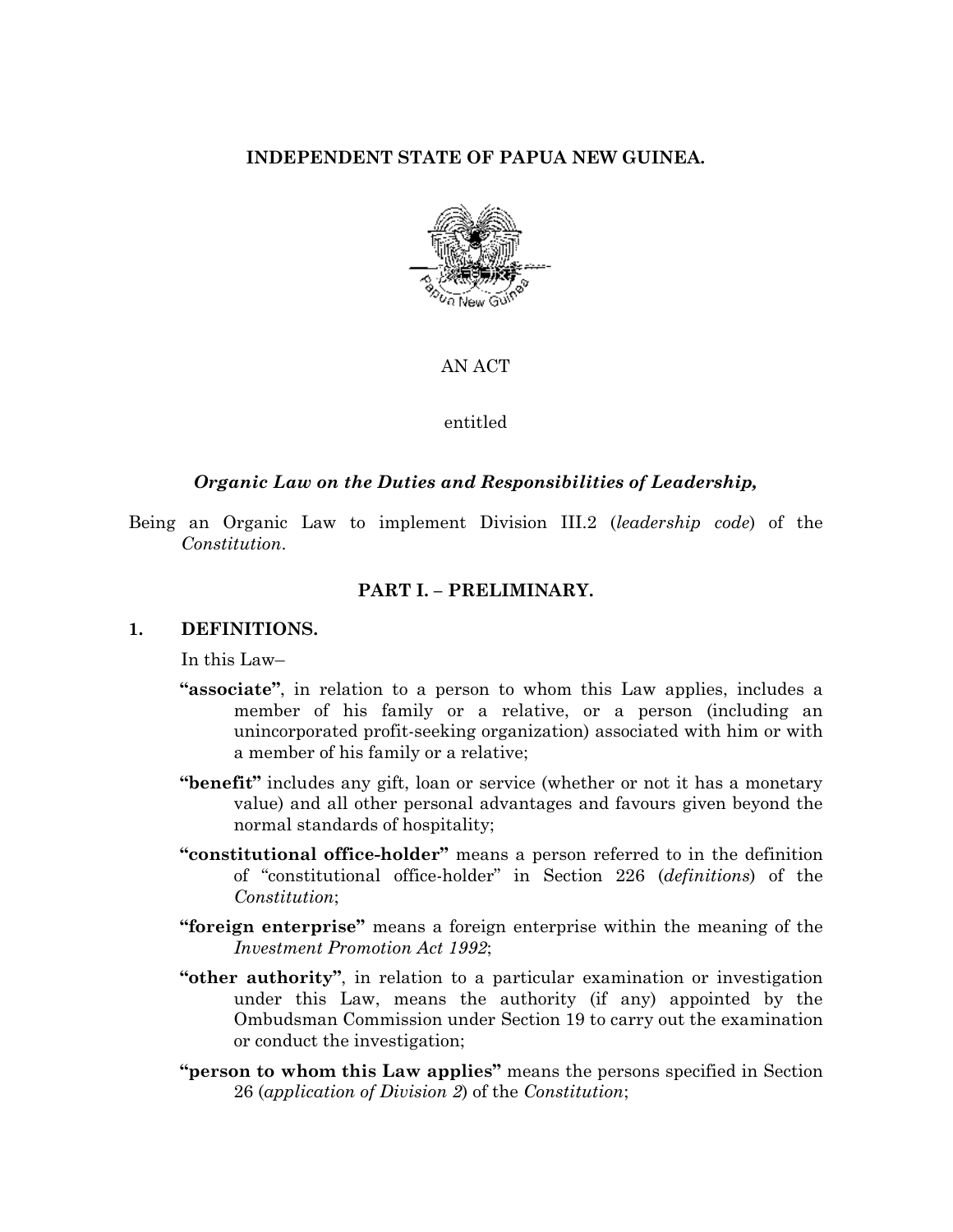**INDEPENDENT STATE OF PAPUA NEW GUINEA.**

AN ACT

entitled

***Organic Law on the Duties and Responsibilities of Leadership,***

Being an Organic Law to implement Division III.2 (*leadership code*) of the *Constitution*.

## PART I. – PRELIMINARY.

### 1. DEFINITIONS.

In this Law–

**"associate"**, in relation to a person to whom this Law applies, includes a member of his family or a relative, or a person (including an unincorporated profit-seeking organization) associated with him or with a member of his family or a relative;

**"benefit"** includes any gift, loan or service (whether or not it has a monetary value) and all other personal advantages and favours given beyond the normal standards of hospitality;

**"constitutional office-holder"** means a person referred to in the definition of "constitutional office-holder" in Section 226 (*definitions*) of the *Constitution*;

**"foreign enterprise"** means a foreign enterprise within the meaning of the *Investment Promotion Act 1992*;

**"other authority"**, in relation to a particular examination or investigation under this Law, means the authority (if any) appointed by the Ombudsman Commission under Section 19 to carry out the examination or conduct the investigation;

**"person to whom this Law applies"** means the persons specified in Section 26 (*application of Division 2*) of the *Constitution*;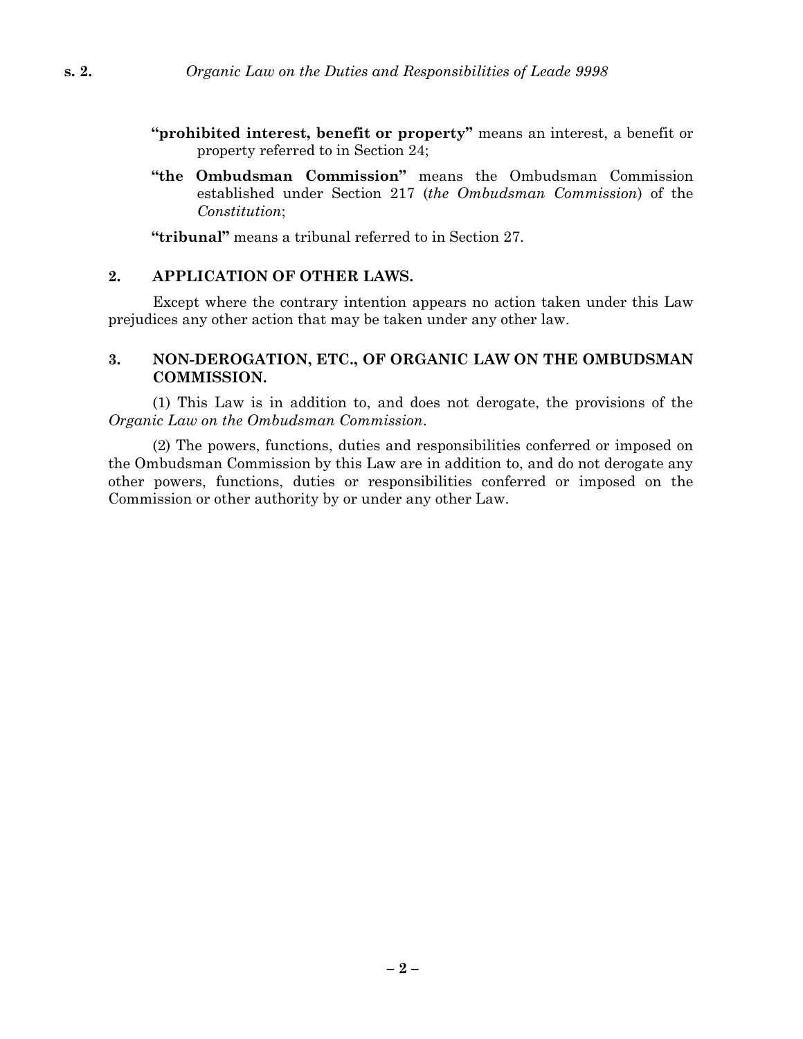**"prohibited interest, benefit or property"** means an interest, a benefit or property referred to in Section 24;

**"the Ombudsman Commission"** means the Ombudsman Commission established under Section 217 (*the Ombudsman Commission*) of the *Constitution*;

**"tribunal"** means a tribunal referred to in Section 27.

### 2. APPLICATION OF OTHER LAWS.

Except where the contrary intention appears no action taken under this Law prejudices any other action that may be taken under any other law.

### 3. NON-DEROGATION, ETC., OF ORGANIC LAW ON THE OMBUDSMAN COMMISSION.

(1) This Law is in addition to, and does not derogate, the provisions of the *Organic Law on the Ombudsman Commission*.

(2) The powers, functions, duties and responsibilities conferred or imposed on the Ombudsman Commission by this Law are in addition to, and do not derogate any other powers, functions, duties or responsibilities conferred or imposed on the Commission or other authority by or under any other Law.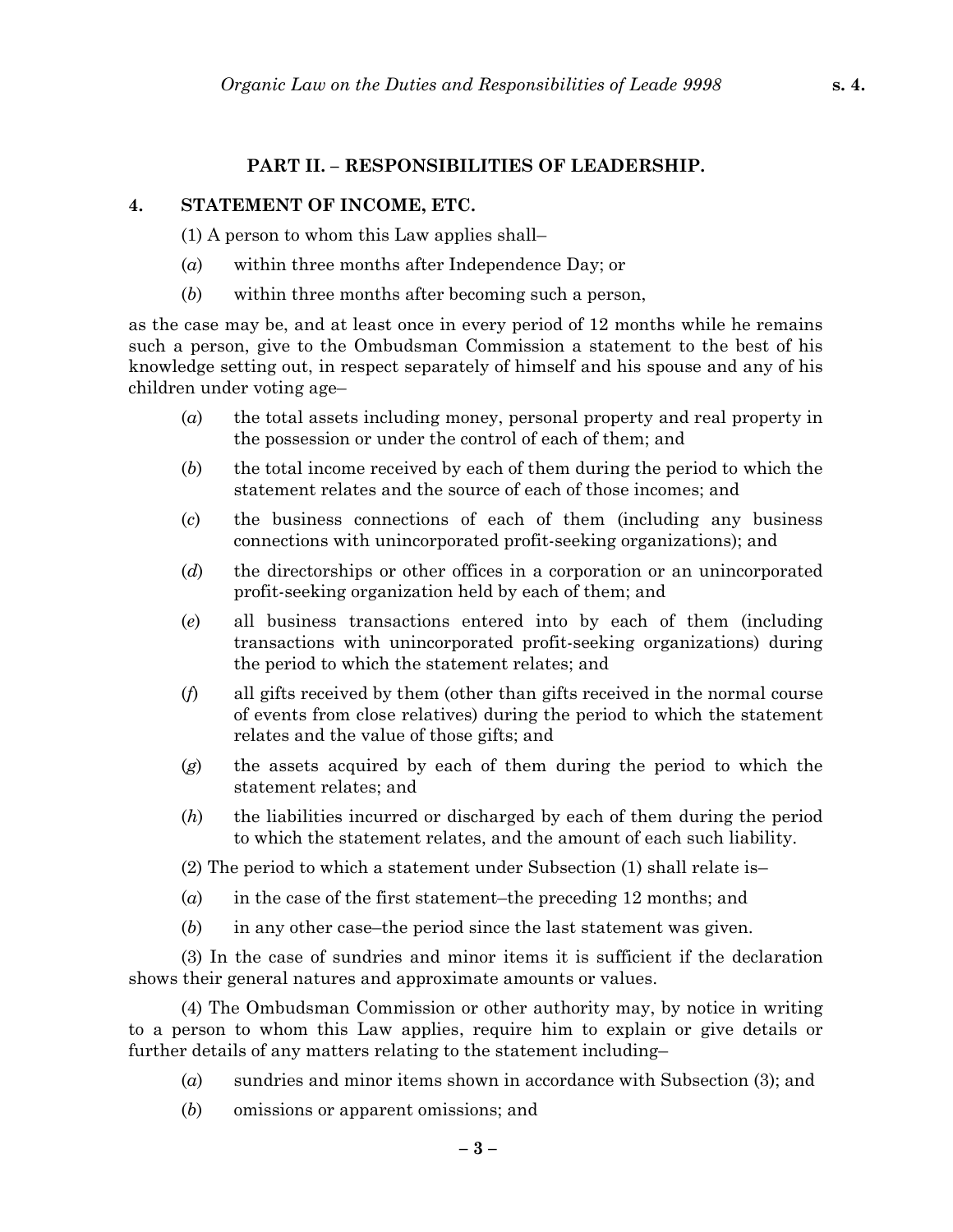## PART II. – RESPONSIBILITIES OF LEADERSHIP.

### 4. STATEMENT OF INCOME, ETC.

(1) A person to whom this Law applies shall–

(*a*) within three months after Independence Day; or

(*b*) within three months after becoming such a person,

as the case may be, and at least once in every period of 12 months while he remains such a person, give to the Ombudsman Commission a statement to the best of his knowledge setting out, in respect separately of himself and his spouse and any of his children under voting age–

(*a*) the total assets including money, personal property and real property in the possession or under the control of each of them; and

(*b*) the total income received by each of them during the period to which the statement relates and the source of each of those incomes; and

(*c*) the business connections of each of them (including any business connections with unincorporated profit-seeking organizations); and

(*d*) the directorships or other offices in a corporation or an unincorporated profit-seeking organization held by each of them; and

(*e*) all business transactions entered into by each of them (including transactions with unincorporated profit-seeking organizations) during the period to which the statement relates; and

(*f*) all gifts received by them (other than gifts received in the normal course of events from close relatives) during the period to which the statement relates and the value of those gifts; and

(*g*) the assets acquired by each of them during the period to which the statement relates; and

(*h*) the liabilities incurred or discharged by each of them during the period to which the statement relates, and the amount of each such liability.

(2) The period to which a statement under Subsection (1) shall relate is–

(*a*) in the case of the first statement–the preceding 12 months; and

(*b*) in any other case–the period since the last statement was given.

(3) In the case of sundries and minor items it is sufficient if the declaration shows their general natures and approximate amounts or values.

(4) The Ombudsman Commission or other authority may, by notice in writing to a person to whom this Law applies, require him to explain or give details or further details of any matters relating to the statement including–

(*a*) sundries and minor items shown in accordance with Subsection (3); and

(*b*) omissions or apparent omissions; and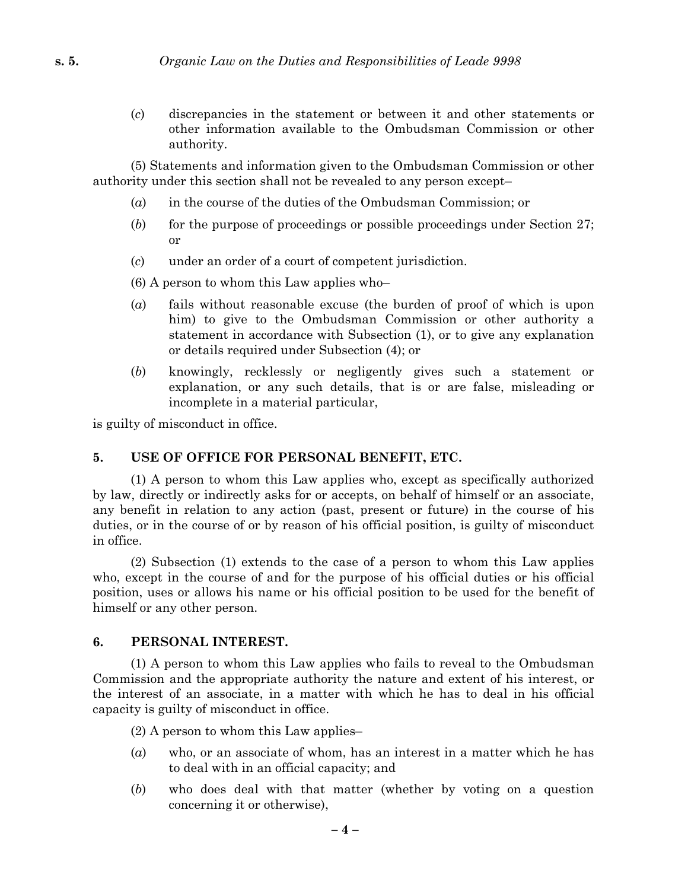(*c*) discrepancies in the statement or between it and other statements or other information available to the Ombudsman Commission or other authority.

(5) Statements and information given to the Ombudsman Commission or other authority under this section shall not be revealed to any person except–

(*a*) in the course of the duties of the Ombudsman Commission; or

(*b*) for the purpose of proceedings or possible proceedings under Section 27; or

(*c*) under an order of a court of competent jurisdiction.

(6) A person to whom this Law applies who–

(*a*) fails without reasonable excuse (the burden of proof of which is upon him) to give to the Ombudsman Commission or other authority a statement in accordance with Subsection (1), or to give any explanation or details required under Subsection (4); or

(*b*) knowingly, recklessly or negligently gives such a statement or explanation, or any such details, that is or are false, misleading or incomplete in a material particular,

is guilty of misconduct in office.

## 5. USE OF OFFICE FOR PERSONAL BENEFIT, ETC.

(1) A person to whom this Law applies who, except as specifically authorized by law, directly or indirectly asks for or accepts, on behalf of himself or an associate, any benefit in relation to any action (past, present or future) in the course of his duties, or in the course of or by reason of his official position, is guilty of misconduct in office.

(2) Subsection (1) extends to the case of a person to whom this Law applies who, except in the course of and for the purpose of his official duties or his official position, uses or allows his name or his official position to be used for the benefit of himself or any other person.

## 6. PERSONAL INTEREST.

(1) A person to whom this Law applies who fails to reveal to the Ombudsman Commission and the appropriate authority the nature and extent of his interest, or the interest of an associate, in a matter with which he has to deal in his official capacity is guilty of misconduct in office.

(2) A person to whom this Law applies–

(*a*) who, or an associate of whom, has an interest in a matter which he has to deal with in an official capacity; and

(*b*) who does deal with that matter (whether by voting on a question concerning it or otherwise),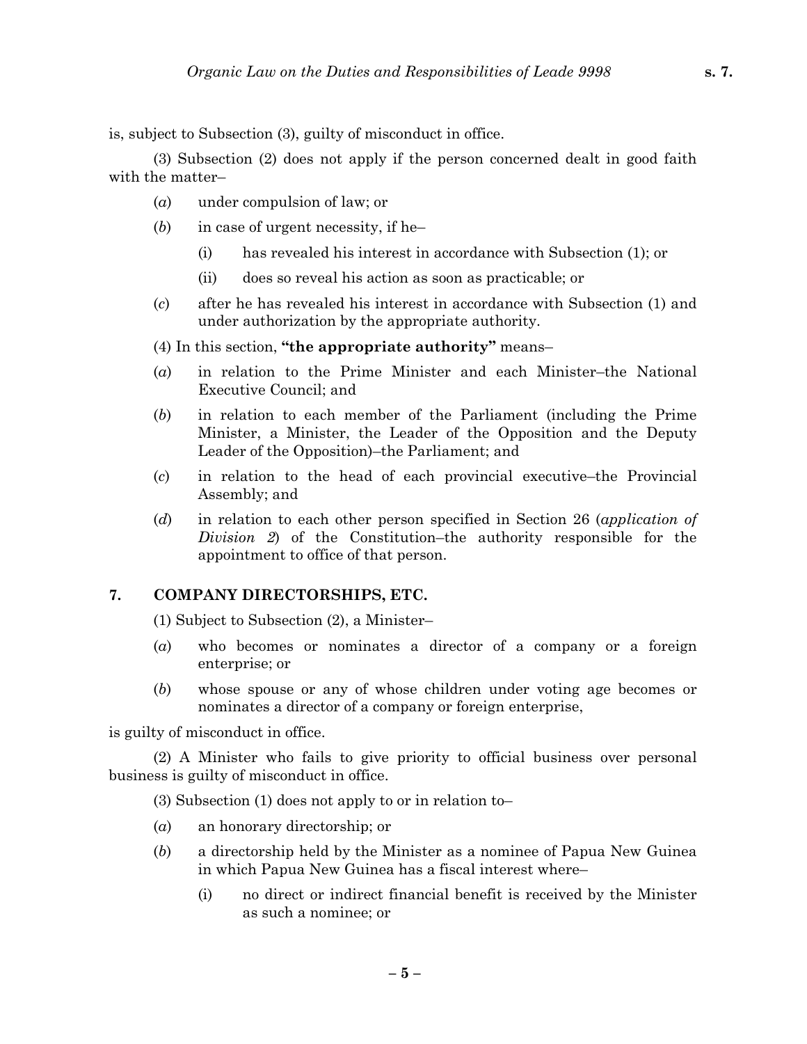is, subject to Subsection (3), guilty of misconduct in office.

(3) Subsection (2) does not apply if the person concerned dealt in good faith with the matter–

(*a*) under compulsion of law; or

(*b*) in case of urgent necessity, if he–

(i) has revealed his interest in accordance with Subsection (1); or

(ii) does so reveal his action as soon as practicable; or

(*c*) after he has revealed his interest in accordance with Subsection (1) and under authorization by the appropriate authority.

(4) In this section, **"the appropriate authority"** means–

(*a*) in relation to the Prime Minister and each Minister–the National Executive Council; and

(*b*) in relation to each member of the Parliament (including the Prime Minister, a Minister, the Leader of the Opposition and the Deputy Leader of the Opposition)–the Parliament; and

(*c*) in relation to the head of each provincial executive–the Provincial Assembly; and

(*d*) in relation to each other person specified in Section 26 (*application of Division 2*) of the Constitution–the authority responsible for the appointment to office of that person.

## 7. COMPANY DIRECTORSHIPS, ETC.

(1) Subject to Subsection (2), a Minister–

(*a*) who becomes or nominates a director of a company or a foreign enterprise; or

(*b*) whose spouse or any of whose children under voting age becomes or nominates a director of a company or foreign enterprise,

is guilty of misconduct in office.

(2) A Minister who fails to give priority to official business over personal business is guilty of misconduct in office.

(3) Subsection (1) does not apply to or in relation to–

(*a*) an honorary directorship; or

(*b*) a directorship held by the Minister as a nominee of Papua New Guinea in which Papua New Guinea has a fiscal interest where–

(i) no direct or indirect financial benefit is received by the Minister as such a nominee; or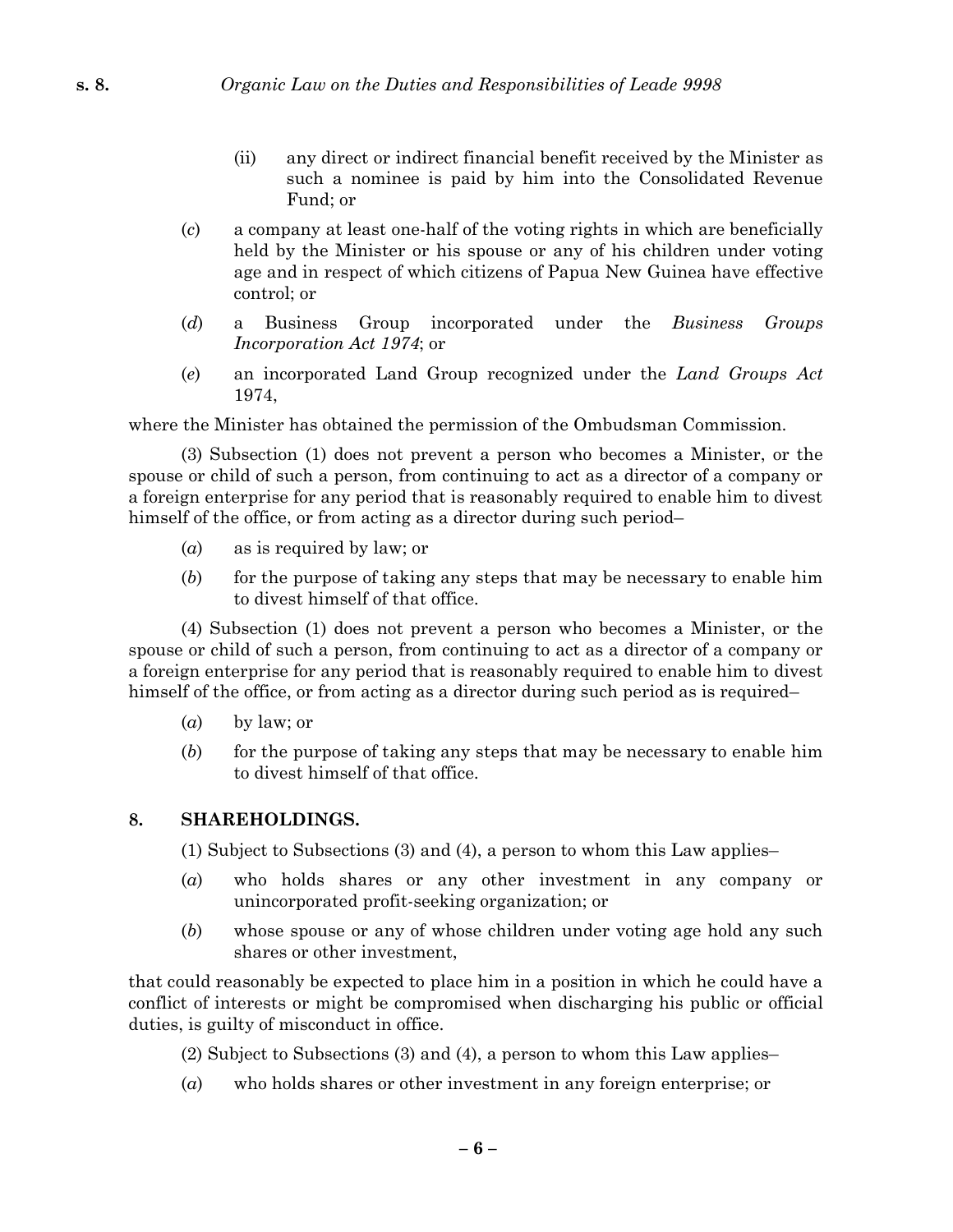(ii) any direct or indirect financial benefit received by the Minister as such a nominee is paid by him into the Consolidated Revenue Fund; or

(*c*) a company at least one-half of the voting rights in which are beneficially held by the Minister or his spouse or any of his children under voting age and in respect of which citizens of Papua New Guinea have effective control; or

(*d*) a Business Group incorporated under the *Business Groups Incorporation Act 1974*; or

(*e*) an incorporated Land Group recognized under the *Land Groups Act* 1974,

where the Minister has obtained the permission of the Ombudsman Commission.

(3) Subsection (1) does not prevent a person who becomes a Minister, or the spouse or child of such a person, from continuing to act as a director of a company or a foreign enterprise for any period that is reasonably required to enable him to divest himself of the office, or from acting as a director during such period–

(*a*) as is required by law; or

(*b*) for the purpose of taking any steps that may be necessary to enable him to divest himself of that office.

(4) Subsection (1) does not prevent a person who becomes a Minister, or the spouse or child of such a person, from continuing to act as a director of a company or a foreign enterprise for any period that is reasonably required to enable him to divest himself of the office, or from acting as a director during such period as is required–

(*a*) by law; or

(*b*) for the purpose of taking any steps that may be necessary to enable him to divest himself of that office.

### 8. SHAREHOLDINGS.

(1) Subject to Subsections (3) and (4), a person to whom this Law applies–

(*a*) who holds shares or any other investment in any company or unincorporated profit-seeking organization; or

(*b*) whose spouse or any of whose children under voting age hold any such shares or other investment,

that could reasonably be expected to place him in a position in which he could have a conflict of interests or might be compromised when discharging his public or official duties, is guilty of misconduct in office.

(2) Subject to Subsections (3) and (4), a person to whom this Law applies–

(*a*) who holds shares or other investment in any foreign enterprise; or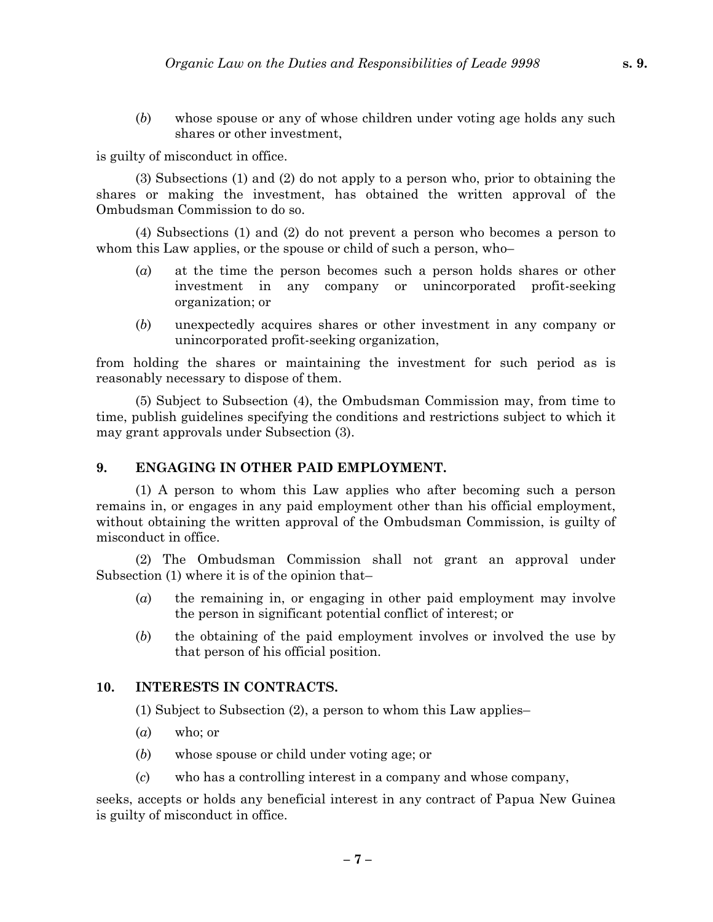(*b*) whose spouse or any of whose children under voting age holds any such shares or other investment,

is guilty of misconduct in office.

(3) Subsections (1) and (2) do not apply to a person who, prior to obtaining the shares or making the investment, has obtained the written approval of the Ombudsman Commission to do so.

(4) Subsections (1) and (2) do not prevent a person who becomes a person to whom this Law applies, or the spouse or child of such a person, who–

(*a*) at the time the person becomes such a person holds shares or other investment in any company or unincorporated profit-seeking organization; or

(*b*) unexpectedly acquires shares or other investment in any company or unincorporated profit-seeking organization,

from holding the shares or maintaining the investment for such period as is reasonably necessary to dispose of them.

(5) Subject to Subsection (4), the Ombudsman Commission may, from time to time, publish guidelines specifying the conditions and restrictions subject to which it may grant approvals under Subsection (3).

## 9. ENGAGING IN OTHER PAID EMPLOYMENT.

(1) A person to whom this Law applies who after becoming such a person remains in, or engages in any paid employment other than his official employment, without obtaining the written approval of the Ombudsman Commission, is guilty of misconduct in office.

(2) The Ombudsman Commission shall not grant an approval under Subsection (1) where it is of the opinion that–

(*a*) the remaining in, or engaging in other paid employment may involve the person in significant potential conflict of interest; or

(*b*) the obtaining of the paid employment involves or involved the use by that person of his official position.

## 10. INTERESTS IN CONTRACTS.

(1) Subject to Subsection (2), a person to whom this Law applies–

(*a*) who; or

(*b*) whose spouse or child under voting age; or

(*c*) who has a controlling interest in a company and whose company,

seeks, accepts or holds any beneficial interest in any contract of Papua New Guinea is guilty of misconduct in office.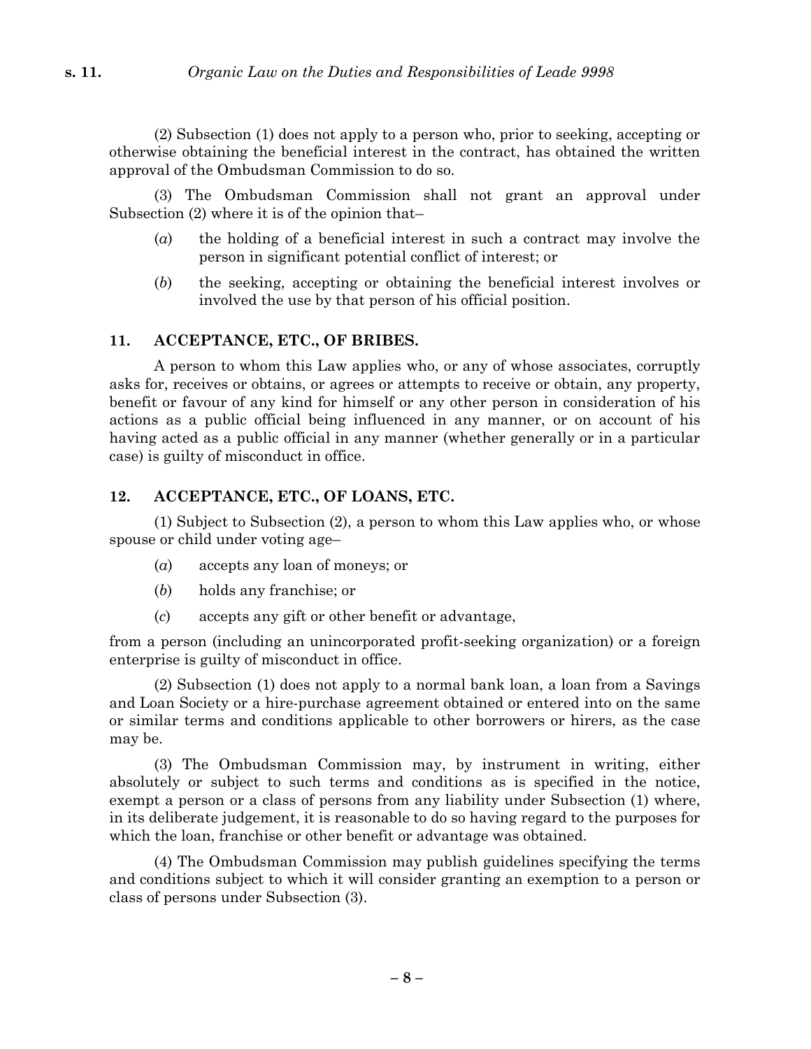(2) Subsection (1) does not apply to a person who, prior to seeking, accepting or otherwise obtaining the beneficial interest in the contract, has obtained the written approval of the Ombudsman Commission to do so.

(3) The Ombudsman Commission shall not grant an approval under Subsection (2) where it is of the opinion that–

(*a*) the holding of a beneficial interest in such a contract may involve the person in significant potential conflict of interest; or

(*b*) the seeking, accepting or obtaining the beneficial interest involves or involved the use by that person of his official position.

## 11. ACCEPTANCE, ETC., OF BRIBES.

A person to whom this Law applies who, or any of whose associates, corruptly asks for, receives or obtains, or agrees or attempts to receive or obtain, any property, benefit or favour of any kind for himself or any other person in consideration of his actions as a public official being influenced in any manner, or on account of his having acted as a public official in any manner (whether generally or in a particular case) is guilty of misconduct in office.

## 12. ACCEPTANCE, ETC., OF LOANS, ETC.

(1) Subject to Subsection (2), a person to whom this Law applies who, or whose spouse or child under voting age–

(*a*) accepts any loan of moneys; or

(*b*) holds any franchise; or

(*c*) accepts any gift or other benefit or advantage,

from a person (including an unincorporated profit-seeking organization) or a foreign enterprise is guilty of misconduct in office.

(2) Subsection (1) does not apply to a normal bank loan, a loan from a Savings and Loan Society or a hire-purchase agreement obtained or entered into on the same or similar terms and conditions applicable to other borrowers or hirers, as the case may be.

(3) The Ombudsman Commission may, by instrument in writing, either absolutely or subject to such terms and conditions as is specified in the notice, exempt a person or a class of persons from any liability under Subsection (1) where, in its deliberate judgement, it is reasonable to do so having regard to the purposes for which the loan, franchise or other benefit or advantage was obtained.

(4) The Ombudsman Commission may publish guidelines specifying the terms and conditions subject to which it will consider granting an exemption to a person or class of persons under Subsection (3).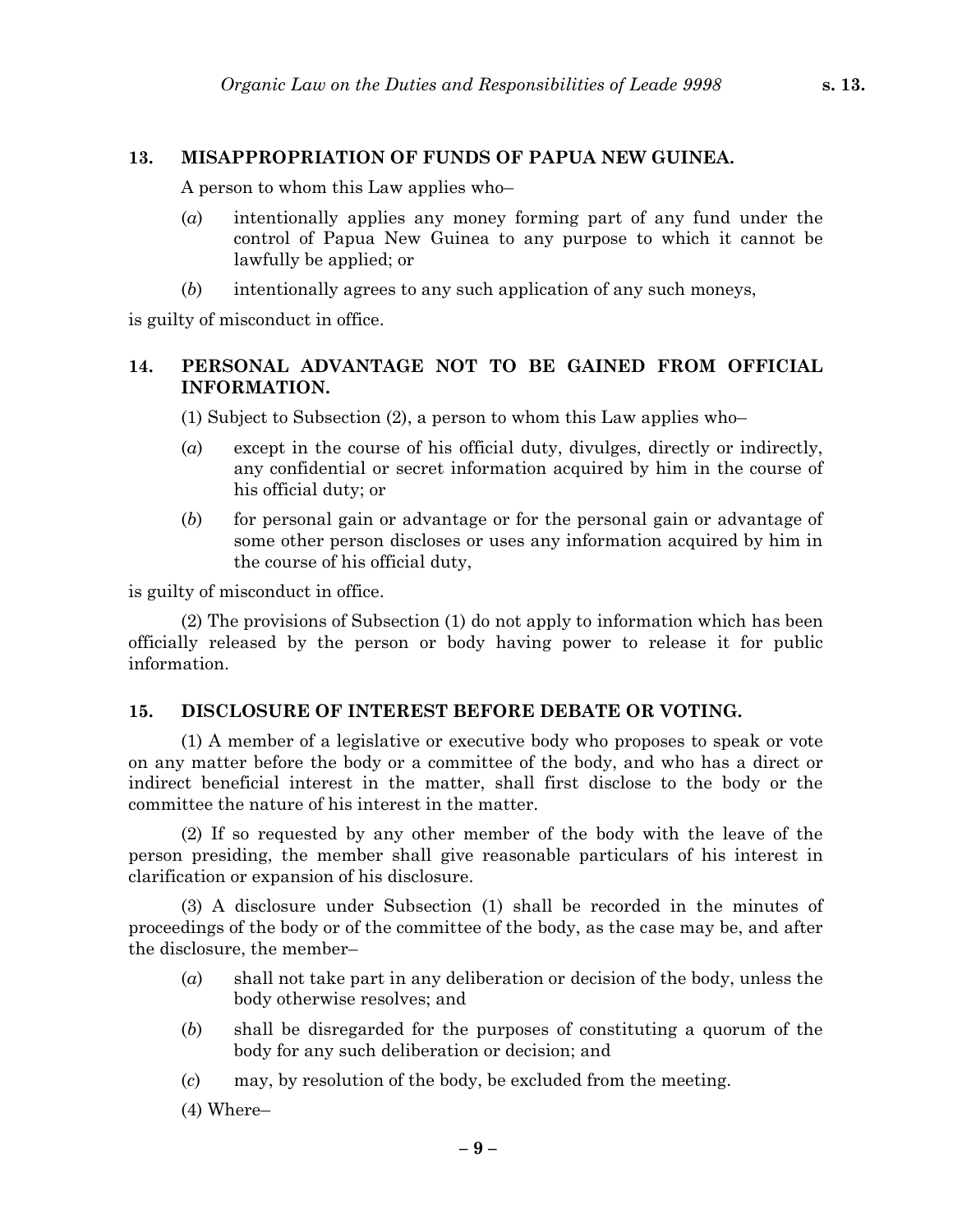## 13. MISAPPROPRIATION OF FUNDS OF PAPUA NEW GUINEA.

A person to whom this Law applies who–

(*a*) intentionally applies any money forming part of any fund under the control of Papua New Guinea to any purpose to which it cannot be lawfully be applied; or

(*b*) intentionally agrees to any such application of any such moneys,

is guilty of misconduct in office.

## 14. PERSONAL ADVANTAGE NOT TO BE GAINED FROM OFFICIAL INFORMATION.

(1) Subject to Subsection (2), a person to whom this Law applies who–

(*a*) except in the course of his official duty, divulges, directly or indirectly, any confidential or secret information acquired by him in the course of his official duty; or

(*b*) for personal gain or advantage or for the personal gain or advantage of some other person discloses or uses any information acquired by him in the course of his official duty,

is guilty of misconduct in office.

(2) The provisions of Subsection (1) do not apply to information which has been officially released by the person or body having power to release it for public information.

## 15. DISCLOSURE OF INTEREST BEFORE DEBATE OR VOTING.

(1) A member of a legislative or executive body who proposes to speak or vote on any matter before the body or a committee of the body, and who has a direct or indirect beneficial interest in the matter, shall first disclose to the body or the committee the nature of his interest in the matter.

(2) If so requested by any other member of the body with the leave of the person presiding, the member shall give reasonable particulars of his interest in clarification or expansion of his disclosure.

(3) A disclosure under Subsection (1) shall be recorded in the minutes of proceedings of the body or of the committee of the body, as the case may be, and after the disclosure, the member–

(*a*) shall not take part in any deliberation or decision of the body, unless the body otherwise resolves; and

(*b*) shall be disregarded for the purposes of constituting a quorum of the body for any such deliberation or decision; and

(*c*) may, by resolution of the body, be excluded from the meeting.

(4) Where–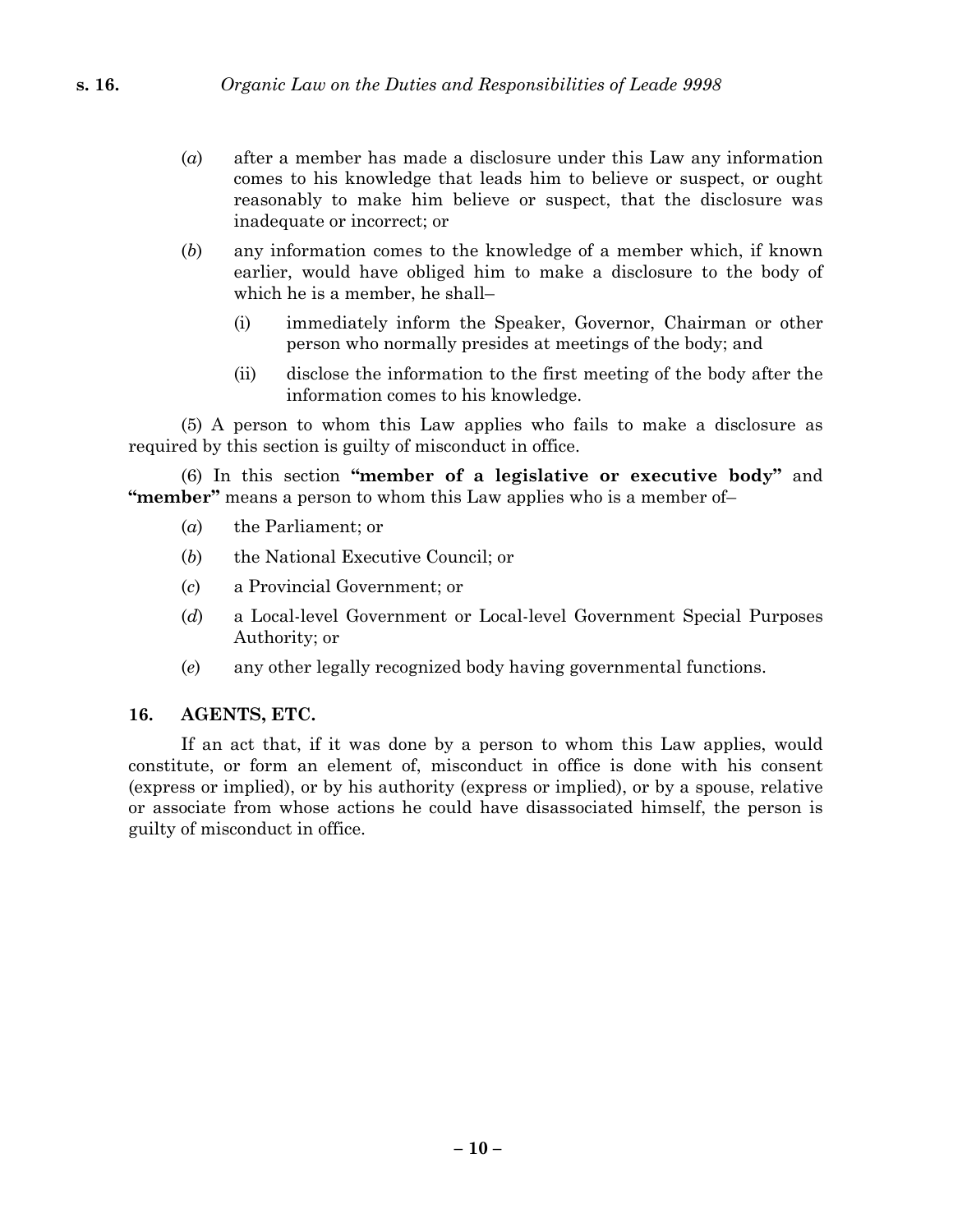(*a*) after a member has made a disclosure under this Law any information comes to his knowledge that leads him to believe or suspect, or ought reasonably to make him believe or suspect, that the disclosure was inadequate or incorrect; or

(*b*) any information comes to the knowledge of a member which, if known earlier, would have obliged him to make a disclosure to the body of which he is a member, he shall–

(i) immediately inform the Speaker, Governor, Chairman or other person who normally presides at meetings of the body; and

(ii) disclose the information to the first meeting of the body after the information comes to his knowledge.

(5) A person to whom this Law applies who fails to make a disclosure as required by this section is guilty of misconduct in office.

(6) In this section **"member of a legislative or executive body"** and **"member"** means a person to whom this Law applies who is a member of–

(*a*) the Parliament; or

(*b*) the National Executive Council; or

(*c*) a Provincial Government; or

(*d*) a Local-level Government or Local-level Government Special Purposes Authority; or

(*e*) any other legally recognized body having governmental functions.

### 16. AGENTS, ETC.

If an act that, if it was done by a person to whom this Law applies, would constitute, or form an element of, misconduct in office is done with his consent (express or implied), or by his authority (express or implied), or by a spouse, relative or associate from whose actions he could have disassociated himself, the person is guilty of misconduct in office.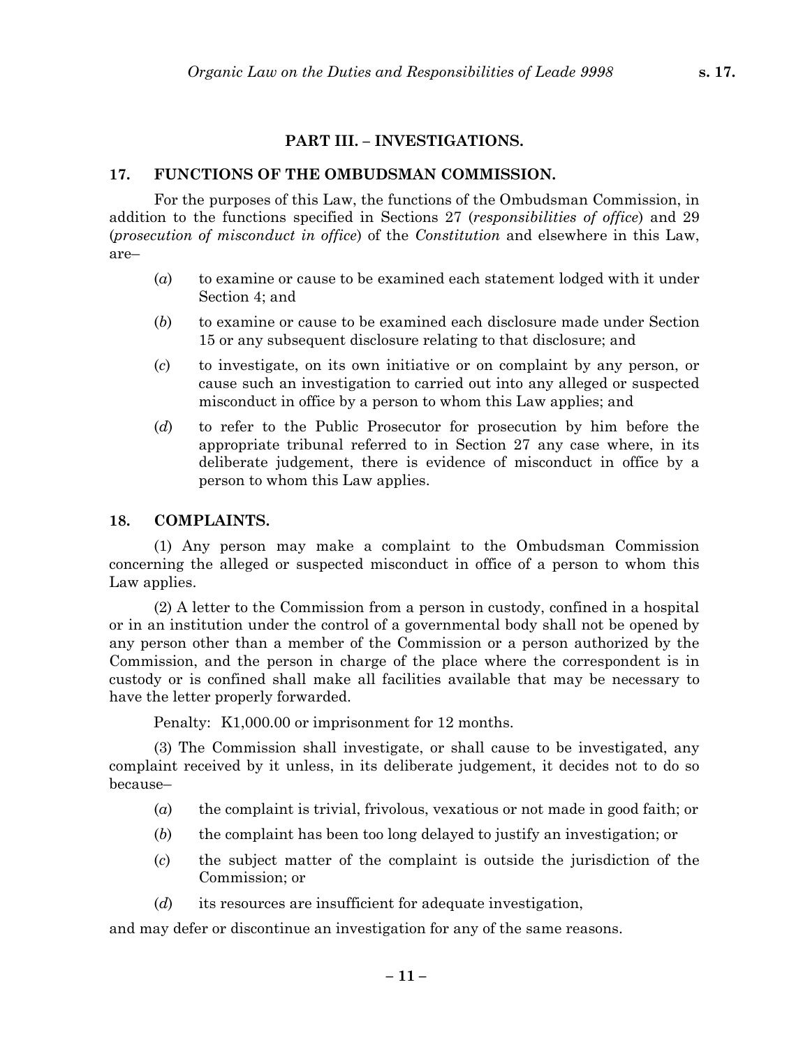## PART III. – INVESTIGATIONS.

### 17. FUNCTIONS OF THE OMBUDSMAN COMMISSION.

For the purposes of this Law, the functions of the Ombudsman Commission, in addition to the functions specified in Sections 27 (*responsibilities of office*) and 29 (*prosecution of misconduct in office*) of the *Constitution* and elsewhere in this Law, are–

(*a*) to examine or cause to be examined each statement lodged with it under Section 4; and

(*b*) to examine or cause to be examined each disclosure made under Section 15 or any subsequent disclosure relating to that disclosure; and

(*c*) to investigate, on its own initiative or on complaint by any person, or cause such an investigation to carried out into any alleged or suspected misconduct in office by a person to whom this Law applies; and

(*d*) to refer to the Public Prosecutor for prosecution by him before the appropriate tribunal referred to in Section 27 any case where, in its deliberate judgement, there is evidence of misconduct in office by a person to whom this Law applies.

### 18. COMPLAINTS.

(1) Any person may make a complaint to the Ombudsman Commission concerning the alleged or suspected misconduct in office of a person to whom this Law applies.

(2) A letter to the Commission from a person in custody, confined in a hospital or in an institution under the control of a governmental body shall not be opened by any person other than a member of the Commission or a person authorized by the Commission, and the person in charge of the place where the correspondent is in custody or is confined shall make all facilities available that may be necessary to have the letter properly forwarded.

Penalty: K1,000.00 or imprisonment for 12 months.

(3) The Commission shall investigate, or shall cause to be investigated, any complaint received by it unless, in its deliberate judgement, it decides not to do so because–

(*a*) the complaint is trivial, frivolous, vexatious or not made in good faith; or

(*b*) the complaint has been too long delayed to justify an investigation; or

(*c*) the subject matter of the complaint is outside the jurisdiction of the Commission; or

(*d*) its resources are insufficient for adequate investigation,

and may defer or discontinue an investigation for any of the same reasons.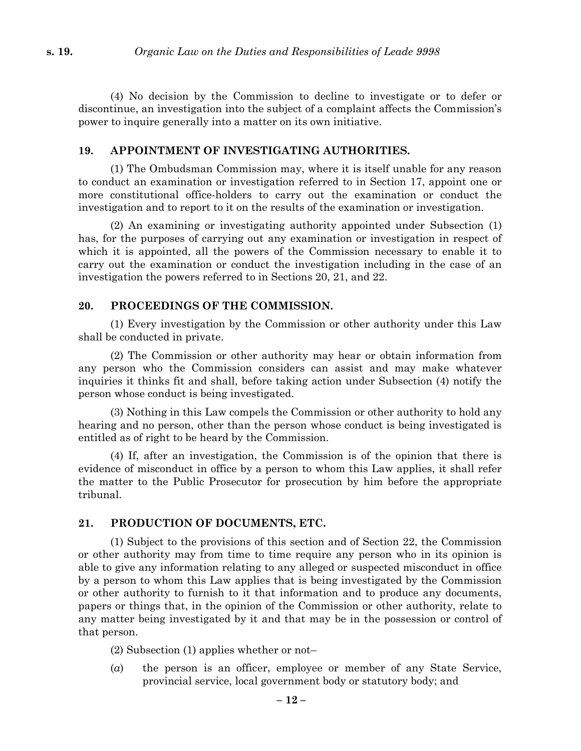(4) No decision by the Commission to decline to investigate or to defer or discontinue, an investigation into the subject of a complaint affects the Commission's power to inquire generally into a matter on its own initiative.

## 19. APPOINTMENT OF INVESTIGATING AUTHORITIES.

(1) The Ombudsman Commission may, where it is itself unable for any reason to conduct an examination or investigation referred to in Section 17, appoint one or more constitutional office-holders to carry out the examination or conduct the investigation and to report to it on the results of the examination or investigation.

(2) An examining or investigating authority appointed under Subsection (1) has, for the purposes of carrying out any examination or investigation in respect of which it is appointed, all the powers of the Commission necessary to enable it to carry out the examination or conduct the investigation including in the case of an investigation the powers referred to in Sections 20, 21, and 22.

## 20. PROCEEDINGS OF THE COMMISSION.

(1) Every investigation by the Commission or other authority under this Law shall be conducted in private.

(2) The Commission or other authority may hear or obtain information from any person who the Commission considers can assist and may make whatever inquiries it thinks fit and shall, before taking action under Subsection (4) notify the person whose conduct is being investigated.

(3) Nothing in this Law compels the Commission or other authority to hold any hearing and no person, other than the person whose conduct is being investigated is entitled as of right to be heard by the Commission.

(4) If, after an investigation, the Commission is of the opinion that there is evidence of misconduct in office by a person to whom this Law applies, it shall refer the matter to the Public Prosecutor for prosecution by him before the appropriate tribunal.

## 21. PRODUCTION OF DOCUMENTS, ETC.

(1) Subject to the provisions of this section and of Section 22, the Commission or other authority may from time to time require any person who in its opinion is able to give any information relating to any alleged or suspected misconduct in office by a person to whom this Law applies that is being investigated by the Commission or other authority to furnish to it that information and to produce any documents, papers or things that, in the opinion of the Commission or other authority, relate to any matter being investigated by it and that may be in the possession or control of that person.

(2) Subsection (1) applies whether or not–

(*a*) the person is an officer, employee or member of any State Service, provincial service, local government body or statutory body; and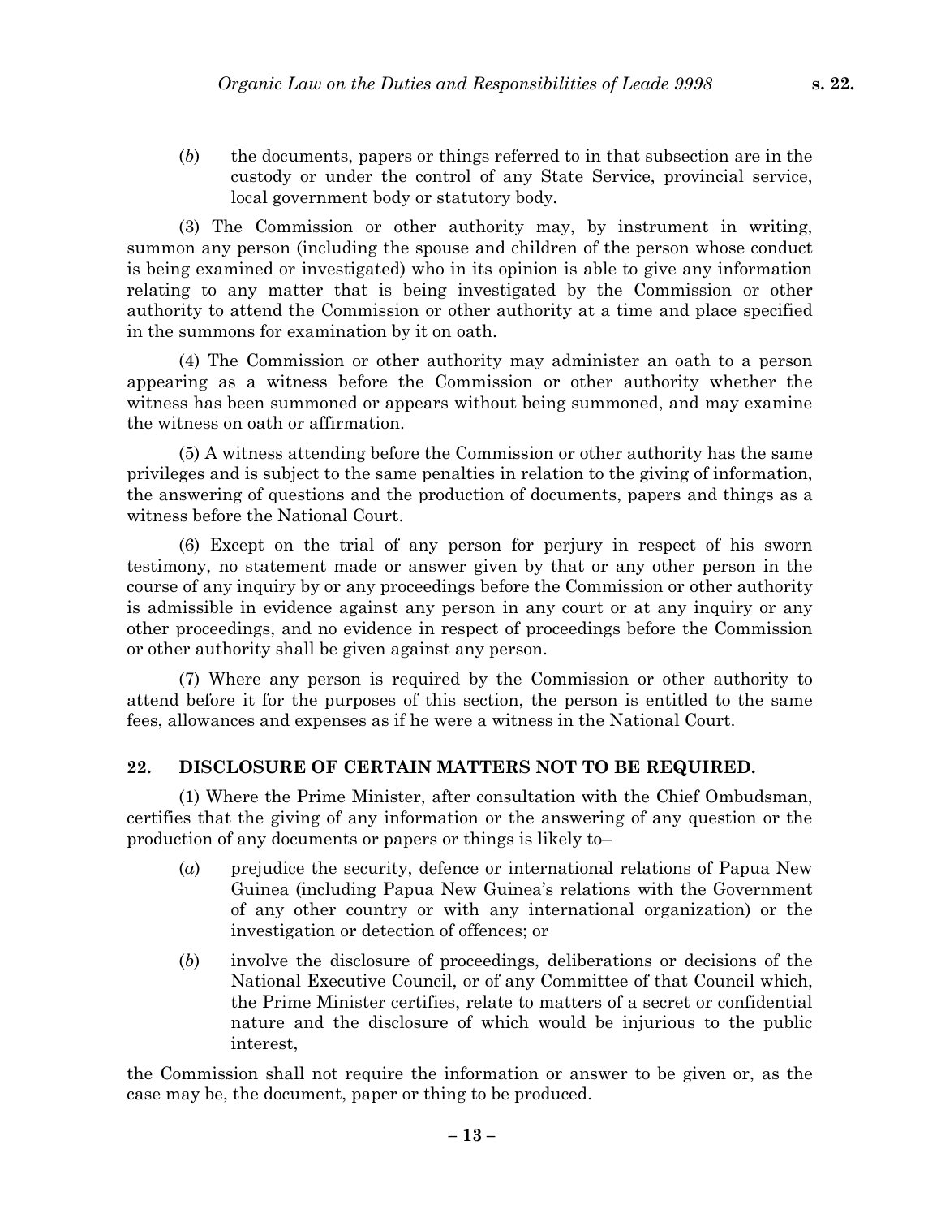(*b*) the documents, papers or things referred to in that subsection are in the custody or under the control of any State Service, provincial service, local government body or statutory body.

(3) The Commission or other authority may, by instrument in writing, summon any person (including the spouse and children of the person whose conduct is being examined or investigated) who in its opinion is able to give any information relating to any matter that is being investigated by the Commission or other authority to attend the Commission or other authority at a time and place specified in the summons for examination by it on oath.

(4) The Commission or other authority may administer an oath to a person appearing as a witness before the Commission or other authority whether the witness has been summoned or appears without being summoned, and may examine the witness on oath or affirmation.

(5) A witness attending before the Commission or other authority has the same privileges and is subject to the same penalties in relation to the giving of information, the answering of questions and the production of documents, papers and things as a witness before the National Court.

(6) Except on the trial of any person for perjury in respect of his sworn testimony, no statement made or answer given by that or any other person in the course of any inquiry by or any proceedings before the Commission or other authority is admissible in evidence against any person in any court or at any inquiry or any other proceedings, and no evidence in respect of proceedings before the Commission or other authority shall be given against any person.

(7) Where any person is required by the Commission or other authority to attend before it for the purposes of this section, the person is entitled to the same fees, allowances and expenses as if he were a witness in the National Court.

### 22. DISCLOSURE OF CERTAIN MATTERS NOT TO BE REQUIRED.

(1) Where the Prime Minister, after consultation with the Chief Ombudsman, certifies that the giving of any information or the answering of any question or the production of any documents or papers or things is likely to–

(*a*) prejudice the security, defence or international relations of Papua New Guinea (including Papua New Guinea's relations with the Government of any other country or with any international organization) or the investigation or detection of offences; or

(*b*) involve the disclosure of proceedings, deliberations or decisions of the National Executive Council, or of any Committee of that Council which, the Prime Minister certifies, relate to matters of a secret or confidential nature and the disclosure of which would be injurious to the public interest,

the Commission shall not require the information or answer to be given or, as the case may be, the document, paper or thing to be produced.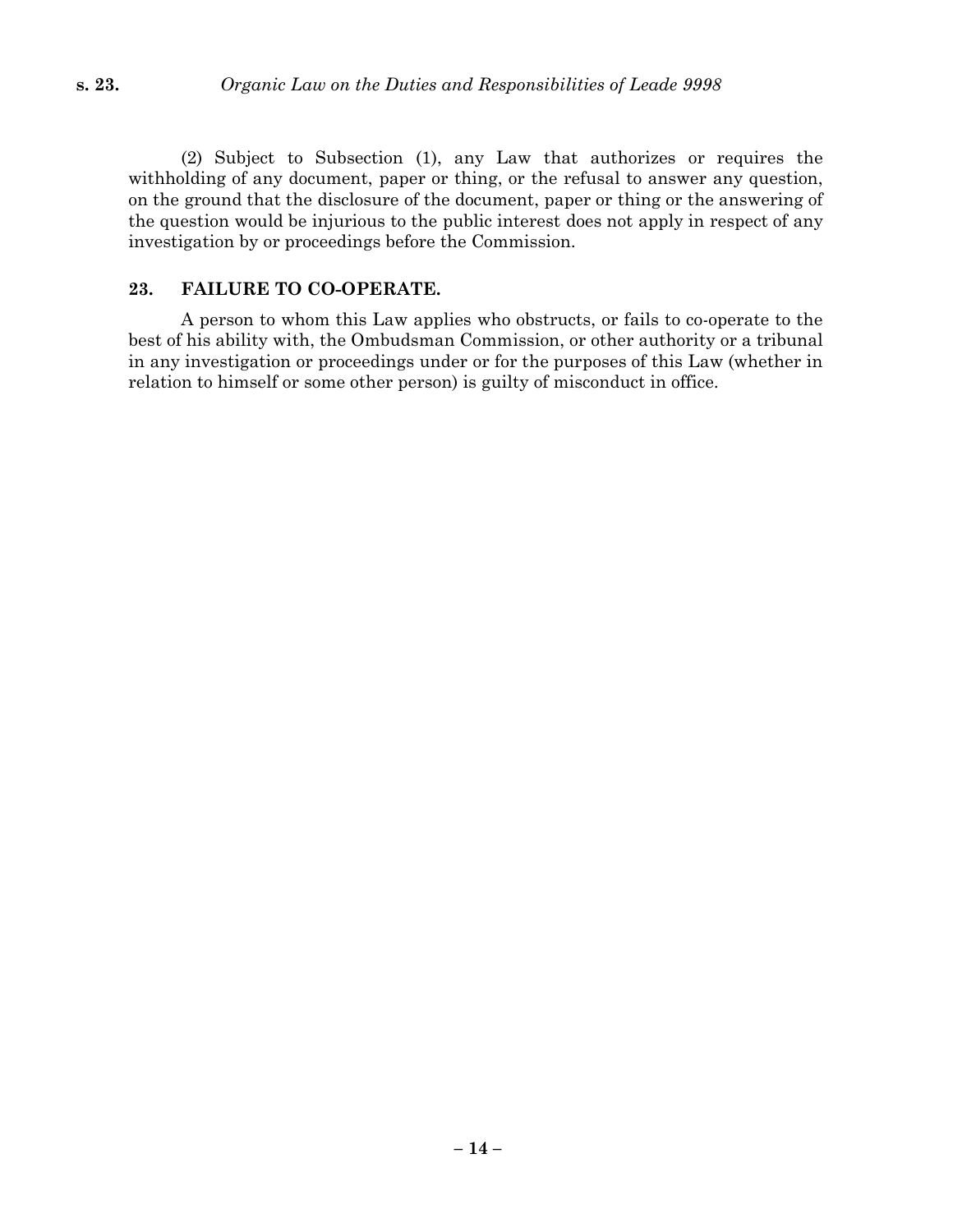(2) Subject to Subsection (1), any Law that authorizes or requires the withholding of any document, paper or thing, or the refusal to answer any question, on the ground that the disclosure of the document, paper or thing or the answering of the question would be injurious to the public interest does not apply in respect of any investigation by or proceedings before the Commission.

### 23. FAILURE TO CO-OPERATE.

A person to whom this Law applies who obstructs, or fails to co-operate to the best of his ability with, the Ombudsman Commission, or other authority or a tribunal in any investigation or proceedings under or for the purposes of this Law (whether in relation to himself or some other person) is guilty of misconduct in office.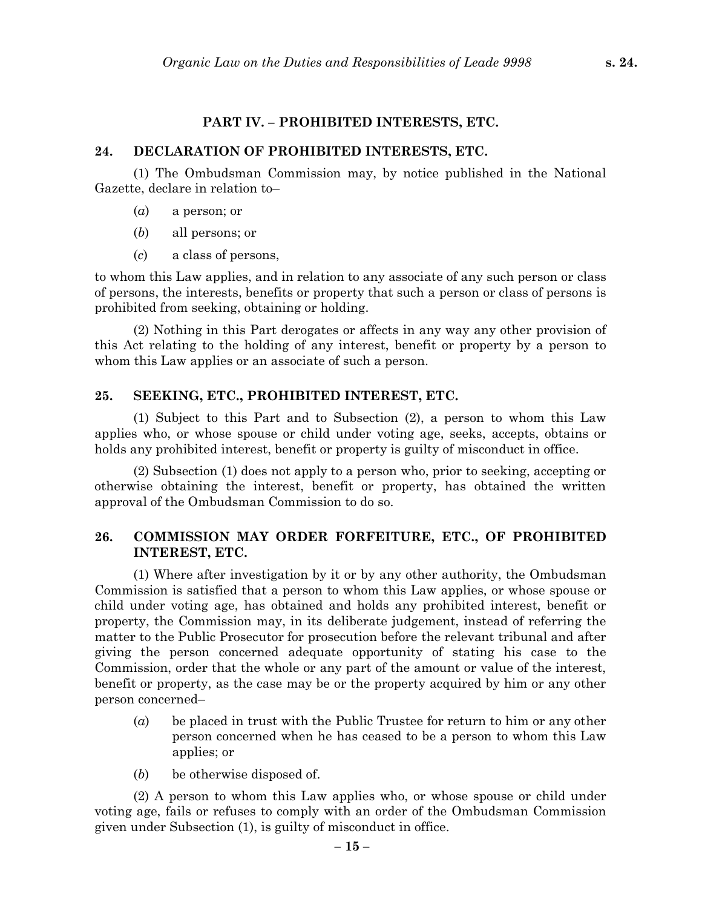## PART IV. – PROHIBITED INTERESTS, ETC.

### 24. DECLARATION OF PROHIBITED INTERESTS, ETC.

(1) The Ombudsman Commission may, by notice published in the National Gazette, declare in relation to–

(*a*) a person; or

(*b*) all persons; or

(*c*) a class of persons,

to whom this Law applies, and in relation to any associate of any such person or class of persons, the interests, benefits or property that such a person or class of persons is prohibited from seeking, obtaining or holding.

(2) Nothing in this Part derogates or affects in any way any other provision of this Act relating to the holding of any interest, benefit or property by a person to whom this Law applies or an associate of such a person.

### 25. SEEKING, ETC., PROHIBITED INTEREST, ETC.

(1) Subject to this Part and to Subsection (2), a person to whom this Law applies who, or whose spouse or child under voting age, seeks, accepts, obtains or holds any prohibited interest, benefit or property is guilty of misconduct in office.

(2) Subsection (1) does not apply to a person who, prior to seeking, accepting or otherwise obtaining the interest, benefit or property, has obtained the written approval of the Ombudsman Commission to do so.

### 26. COMMISSION MAY ORDER FORFEITURE, ETC., OF PROHIBITED INTEREST, ETC.

(1) Where after investigation by it or by any other authority, the Ombudsman Commission is satisfied that a person to whom this Law applies, or whose spouse or child under voting age, has obtained and holds any prohibited interest, benefit or property, the Commission may, in its deliberate judgement, instead of referring the matter to the Public Prosecutor for prosecution before the relevant tribunal and after giving the person concerned adequate opportunity of stating his case to the Commission, order that the whole or any part of the amount or value of the interest, benefit or property, as the case may be or the property acquired by him or any other person concerned–

(*a*) be placed in trust with the Public Trustee for return to him or any other person concerned when he has ceased to be a person to whom this Law applies; or

(*b*) be otherwise disposed of.

(2) A person to whom this Law applies who, or whose spouse or child under voting age, fails or refuses to comply with an order of the Ombudsman Commission given under Subsection (1), is guilty of misconduct in office.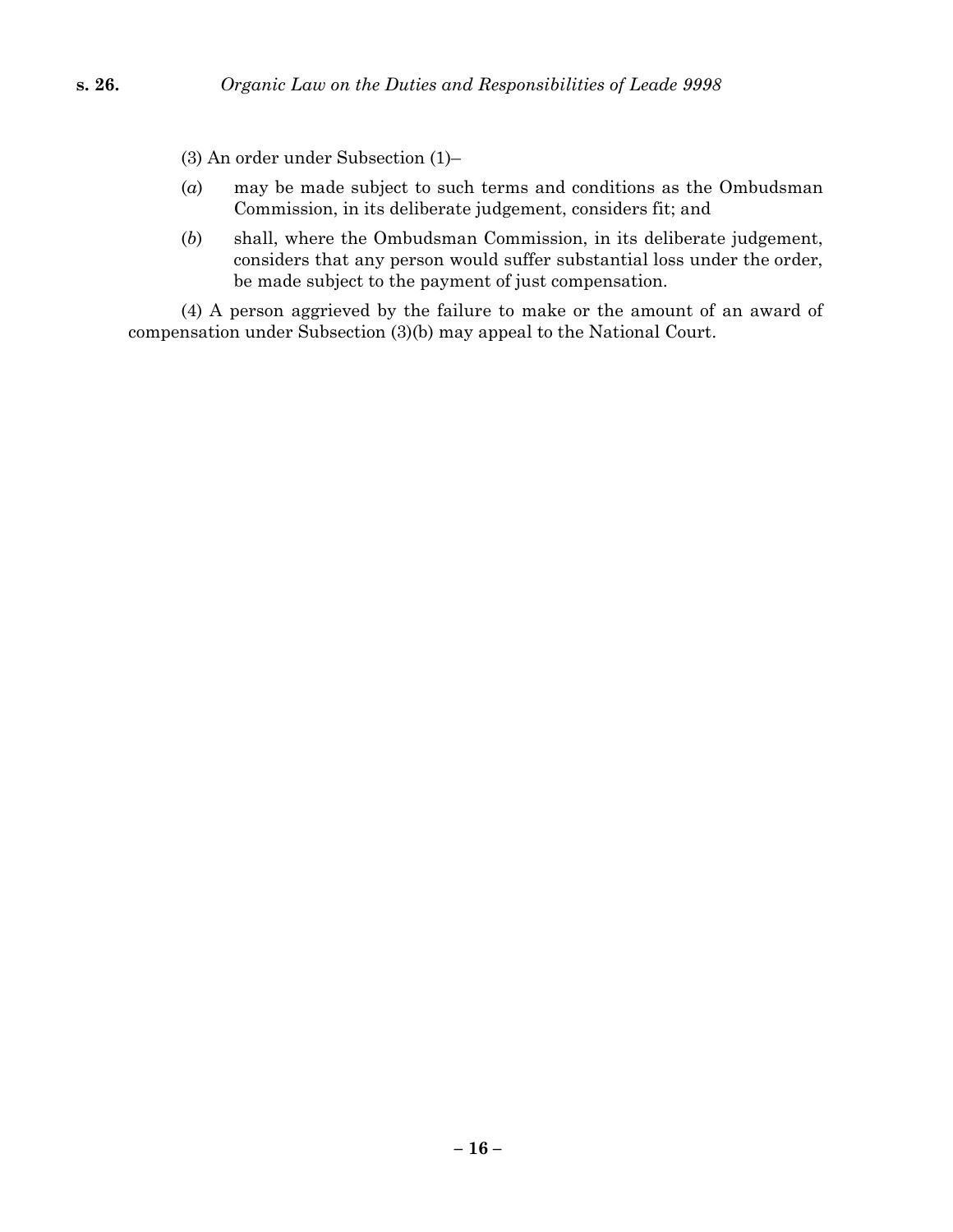(3) An order under Subsection (1)–

(*a*) may be made subject to such terms and conditions as the Ombudsman Commission, in its deliberate judgement, considers fit; and

(*b*) shall, where the Ombudsman Commission, in its deliberate judgement, considers that any person would suffer substantial loss under the order, be made subject to the payment of just compensation.

(4) A person aggrieved by the failure to make or the amount of an award of compensation under Subsection (3)(b) may appeal to the National Court.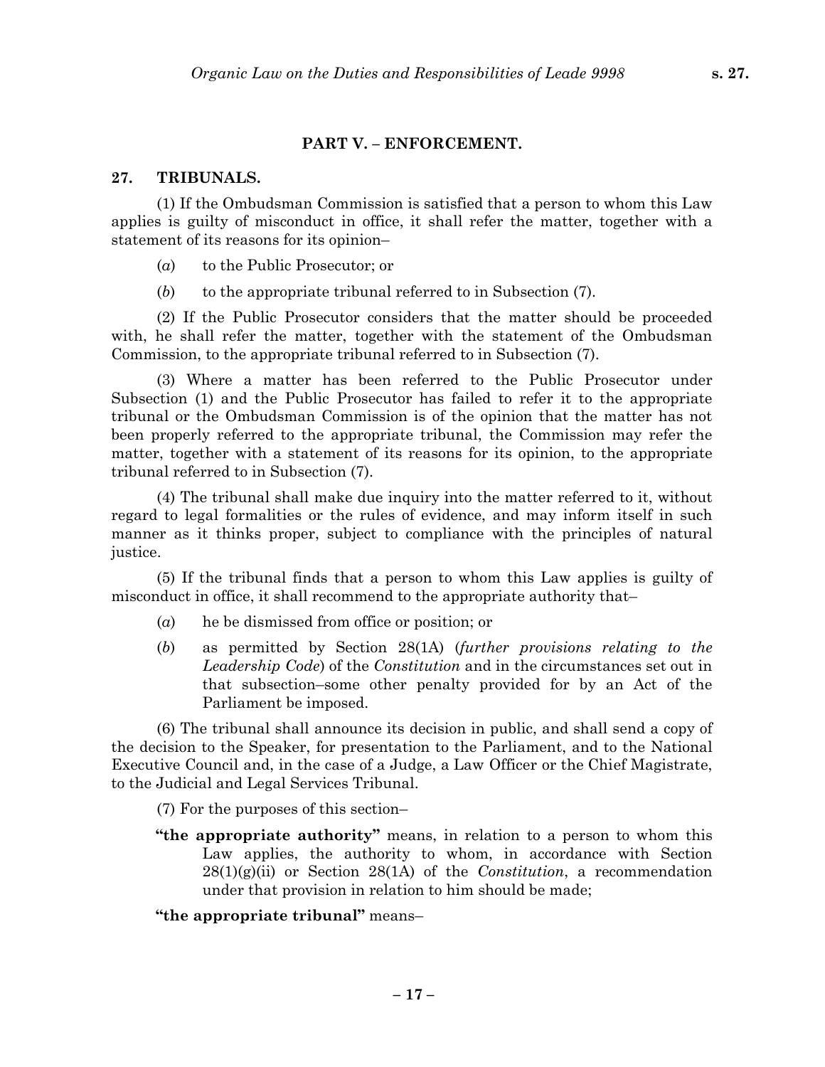## PART V. – ENFORCEMENT.

### 27. TRIBUNALS.

(1) If the Ombudsman Commission is satisfied that a person to whom this Law applies is guilty of misconduct in office, it shall refer the matter, together with a statement of its reasons for its opinion–

(*a*) to the Public Prosecutor; or

(*b*) to the appropriate tribunal referred to in Subsection (7).

(2) If the Public Prosecutor considers that the matter should be proceeded with, he shall refer the matter, together with the statement of the Ombudsman Commission, to the appropriate tribunal referred to in Subsection (7).

(3) Where a matter has been referred to the Public Prosecutor under Subsection (1) and the Public Prosecutor has failed to refer it to the appropriate tribunal or the Ombudsman Commission is of the opinion that the matter has not been properly referred to the appropriate tribunal, the Commission may refer the matter, together with a statement of its reasons for its opinion, to the appropriate tribunal referred to in Subsection (7).

(4) The tribunal shall make due inquiry into the matter referred to it, without regard to legal formalities or the rules of evidence, and may inform itself in such manner as it thinks proper, subject to compliance with the principles of natural justice.

(5) If the tribunal finds that a person to whom this Law applies is guilty of misconduct in office, it shall recommend to the appropriate authority that–

(*a*) he be dismissed from office or position; or

(*b*) as permitted by Section 28(1A) (*further provisions relating to the Leadership Code*) of the *Constitution* and in the circumstances set out in that subsection–some other penalty provided for by an Act of the Parliament be imposed.

(6) The tribunal shall announce its decision in public, and shall send a copy of the decision to the Speaker, for presentation to the Parliament, and to the National Executive Council and, in the case of a Judge, a Law Officer or the Chief Magistrate, to the Judicial and Legal Services Tribunal.

(7) For the purposes of this section–

**"the appropriate authority"** means, in relation to a person to whom this Law applies, the authority to whom, in accordance with Section 28(1)(g)(ii) or Section 28(1A) of the *Constitution*, a recommendation under that provision in relation to him should be made;

**"the appropriate tribunal"** means–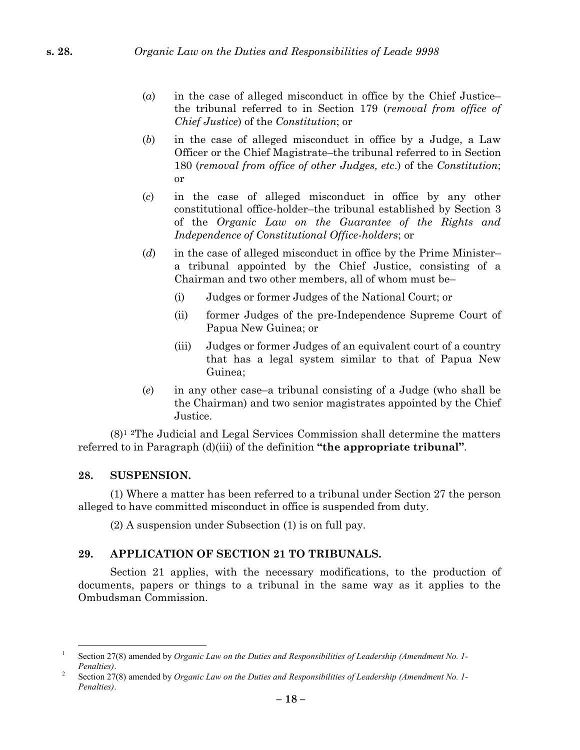(*a*) in the case of alleged misconduct in office by the Chief Justice–the tribunal referred to in Section 179 (*removal from office of Chief Justice*) of the *Constitution*; or

(*b*) in the case of alleged misconduct in office by a Judge, a Law Officer or the Chief Magistrate–the tribunal referred to in Section 180 (*removal from office of other Judges, etc*.) of the *Constitution*; or

(*c*) in the case of alleged misconduct in office by any other constitutional office-holder–the tribunal established by Section 3 of the *Organic Law on the Guarantee of the Rights and Independence of Constitutional Office-holders*; or

(*d*) in the case of alleged misconduct in office by the Prime Minister–a tribunal appointed by the Chief Justice, consisting of a Chairman and two other members, all of whom must be–

- (i) Judges or former Judges of the National Court; or
- (ii) former Judges of the pre-Independence Supreme Court of Papua New Guinea; or
- (iii) Judges or former Judges of an equivalent court of a country that has a legal system similar to that of Papua New Guinea;

(*e*) in any other case–a tribunal consisting of a Judge (who shall be the Chairman) and two senior magistrates appointed by the Chief Justice.

(8)[1] [2]The Judicial and Legal Services Commission shall determine the matters referred to in Paragraph (d)(iii) of the definition **"the appropriate tribunal"**.

## 28. SUSPENSION.

(1) Where a matter has been referred to a tribunal under Section 27 the person alleged to have committed misconduct in office is suspended from duty.

(2) A suspension under Subsection (1) is on full pay.

## 29. APPLICATION OF SECTION 21 TO TRIBUNALS.

Section 21 applies, with the necessary modifications, to the production of documents, papers or things to a tribunal in the same way as it applies to the Ombudsman Commission.

---

[1] Section 27(8) amended by *Organic Law on the Duties and Responsibilities of Leadership (Amendment No. 1-Penalties)*.

[2] Section 27(8) amended by *Organic Law on the Duties and Responsibilities of Leadership (Amendment No. 1-Penalties)*.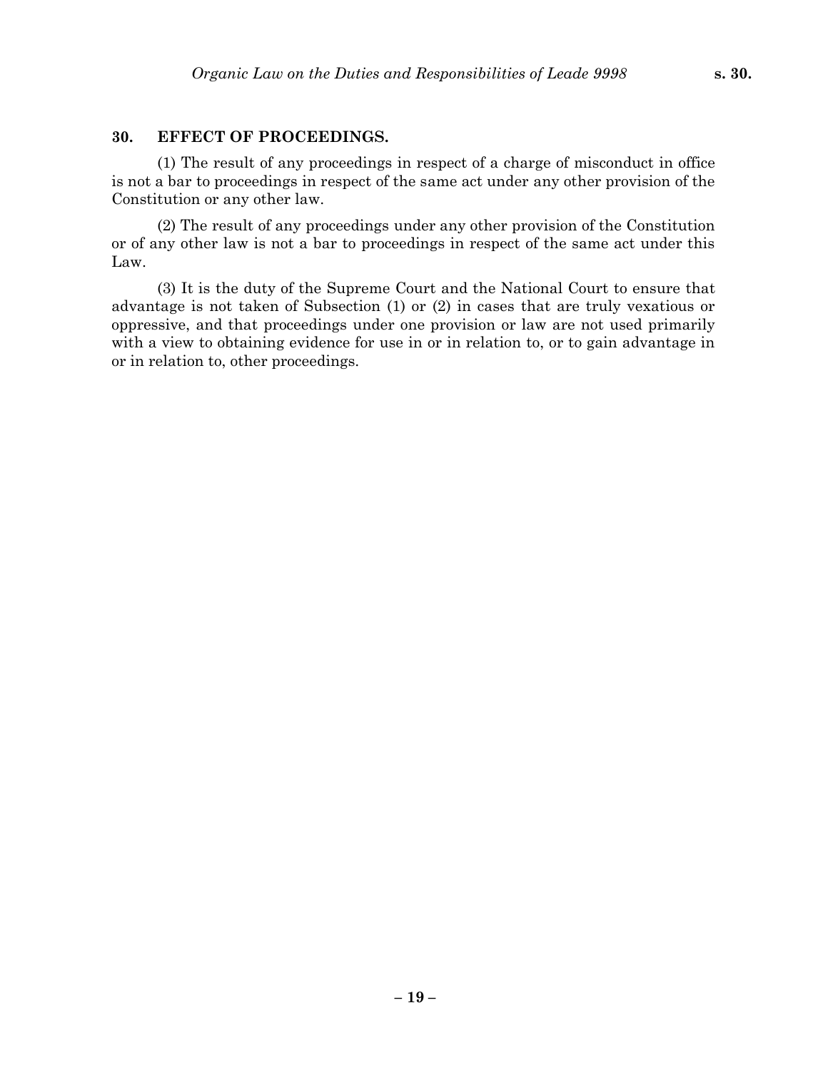## 30. EFFECT OF PROCEEDINGS.

(1) The result of any proceedings in respect of a charge of misconduct in office is not a bar to proceedings in respect of the same act under any other provision of the Constitution or any other law.

(2) The result of any proceedings under any other provision of the Constitution or of any other law is not a bar to proceedings in respect of the same act under this Law.

(3) It is the duty of the Supreme Court and the National Court to ensure that advantage is not taken of Subsection (1) or (2) in cases that are truly vexatious or oppressive, and that proceedings under one provision or law are not used primarily with a view to obtaining evidence for use in or in relation to, or to gain advantage in or in relation to, other proceedings.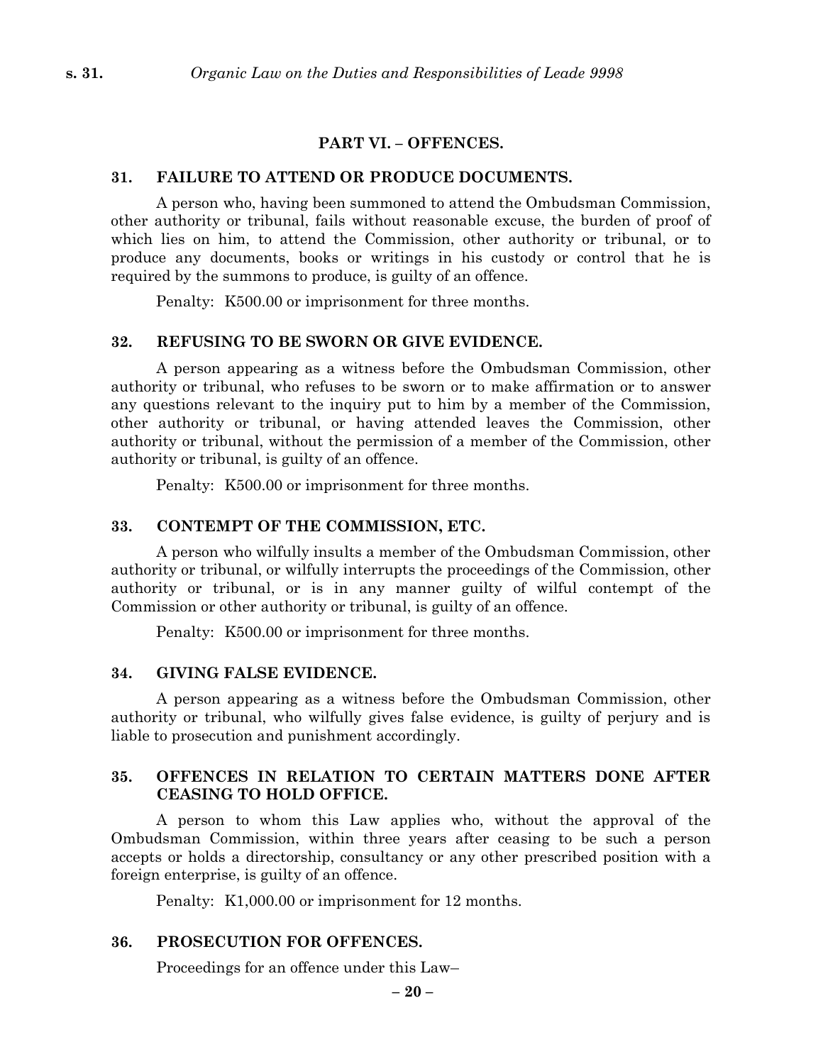## PART VI. – OFFENCES.

### 31. FAILURE TO ATTEND OR PRODUCE DOCUMENTS.

A person who, having been summoned to attend the Ombudsman Commission, other authority or tribunal, fails without reasonable excuse, the burden of proof of which lies on him, to attend the Commission, other authority or tribunal, or to produce any documents, books or writings in his custody or control that he is required by the summons to produce, is guilty of an offence.

Penalty: K500.00 or imprisonment for three months.

### 32. REFUSING TO BE SWORN OR GIVE EVIDENCE.

A person appearing as a witness before the Ombudsman Commission, other authority or tribunal, who refuses to be sworn or to make affirmation or to answer any questions relevant to the inquiry put to him by a member of the Commission, other authority or tribunal, or having attended leaves the Commission, other authority or tribunal, without the permission of a member of the Commission, other authority or tribunal, is guilty of an offence.

Penalty: K500.00 or imprisonment for three months.

### 33. CONTEMPT OF THE COMMISSION, ETC.

A person who wilfully insults a member of the Ombudsman Commission, other authority or tribunal, or wilfully interrupts the proceedings of the Commission, other authority or tribunal, or is in any manner guilty of wilful contempt of the Commission or other authority or tribunal, is guilty of an offence.

Penalty: K500.00 or imprisonment for three months.

### 34. GIVING FALSE EVIDENCE.

A person appearing as a witness before the Ombudsman Commission, other authority or tribunal, who wilfully gives false evidence, is guilty of perjury and is liable to prosecution and punishment accordingly.

### 35. OFFENCES IN RELATION TO CERTAIN MATTERS DONE AFTER CEASING TO HOLD OFFICE.

A person to whom this Law applies who, without the approval of the Ombudsman Commission, within three years after ceasing to be such a person accepts or holds a directorship, consultancy or any other prescribed position with a foreign enterprise, is guilty of an offence.

Penalty: K1,000.00 or imprisonment for 12 months.

### 36. PROSECUTION FOR OFFENCES.

Proceedings for an offence under this Law–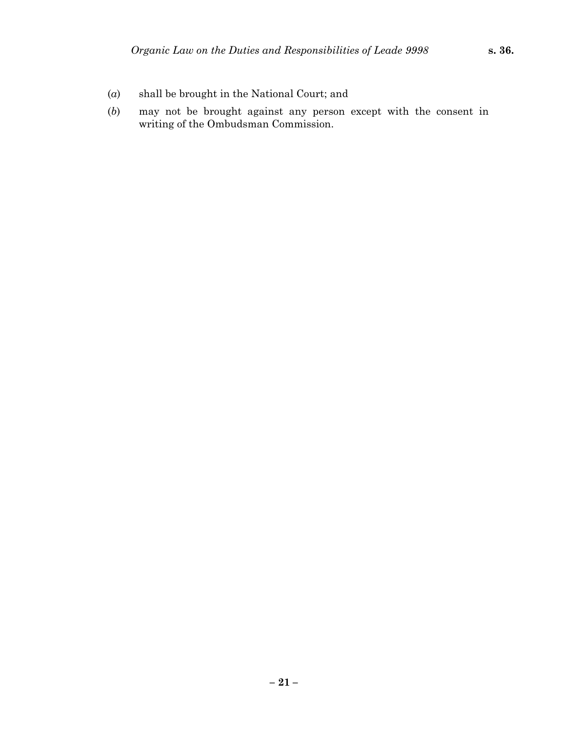(*a*) shall be brought in the National Court; and

(*b*) may not be brought against any person except with the consent in writing of the Ombudsman Commission.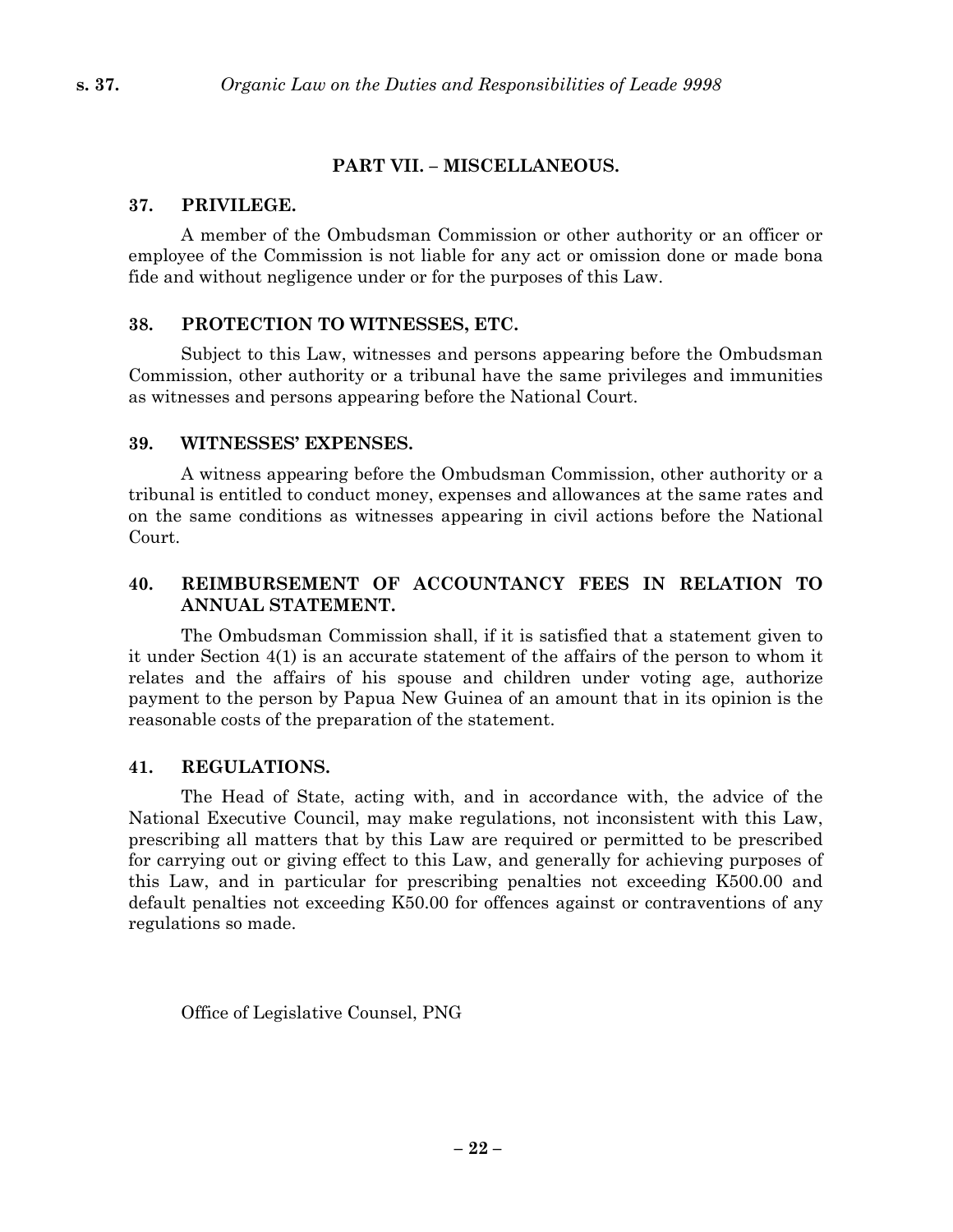## PART VII. – MISCELLANEOUS.

### 37. PRIVILEGE.

A member of the Ombudsman Commission or other authority or an officer or employee of the Commission is not liable for any act or omission done or made bona fide and without negligence under or for the purposes of this Law.

### 38. PROTECTION TO WITNESSES, ETC.

Subject to this Law, witnesses and persons appearing before the Ombudsman Commission, other authority or a tribunal have the same privileges and immunities as witnesses and persons appearing before the National Court.

### 39. WITNESSES' EXPENSES.

A witness appearing before the Ombudsman Commission, other authority or a tribunal is entitled to conduct money, expenses and allowances at the same rates and on the same conditions as witnesses appearing in civil actions before the National Court.

### 40. REIMBURSEMENT OF ACCOUNTANCY FEES IN RELATION TO ANNUAL STATEMENT.

The Ombudsman Commission shall, if it is satisfied that a statement given to it under Section 4(1) is an accurate statement of the affairs of the person to whom it relates and the affairs of his spouse and children under voting age, authorize payment to the person by Papua New Guinea of an amount that in its opinion is the reasonable costs of the preparation of the statement.

### 41. REGULATIONS.

The Head of State, acting with, and in accordance with, the advice of the National Executive Council, may make regulations, not inconsistent with this Law, prescribing all matters that by this Law are required or permitted to be prescribed for carrying out or giving effect to this Law, and generally for achieving purposes of this Law, and in particular for prescribing penalties not exceeding K500.00 and default penalties not exceeding K50.00 for offences against or contraventions of any regulations so made.

Office of Legislative Counsel, PNG